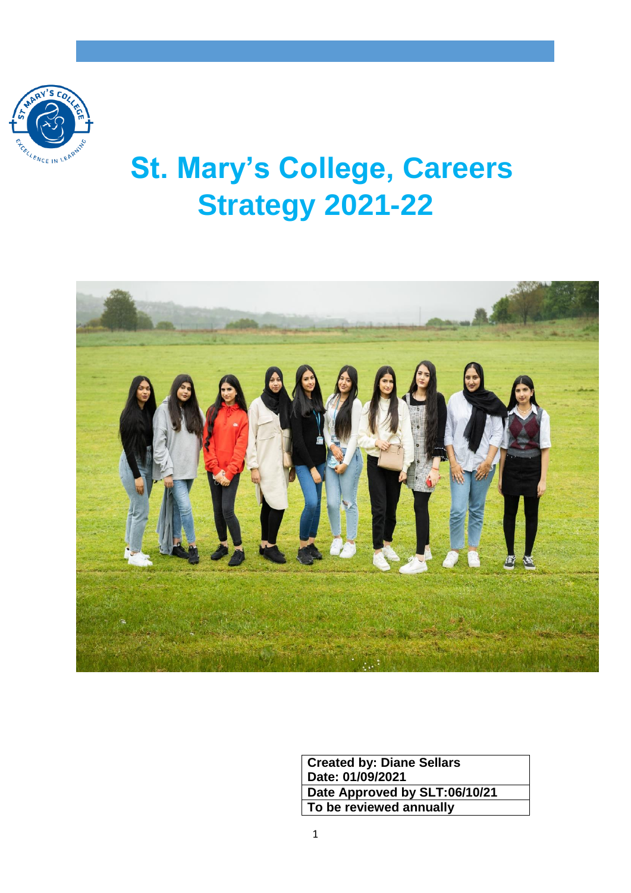# St. Mary's College, Careers Strategy 2021-22

| Created by: Diane Sellars<br>Date: 01/09/2021 |
|---|
| Date Approved by SLT:06/10/21 |
| To be reviewed annually |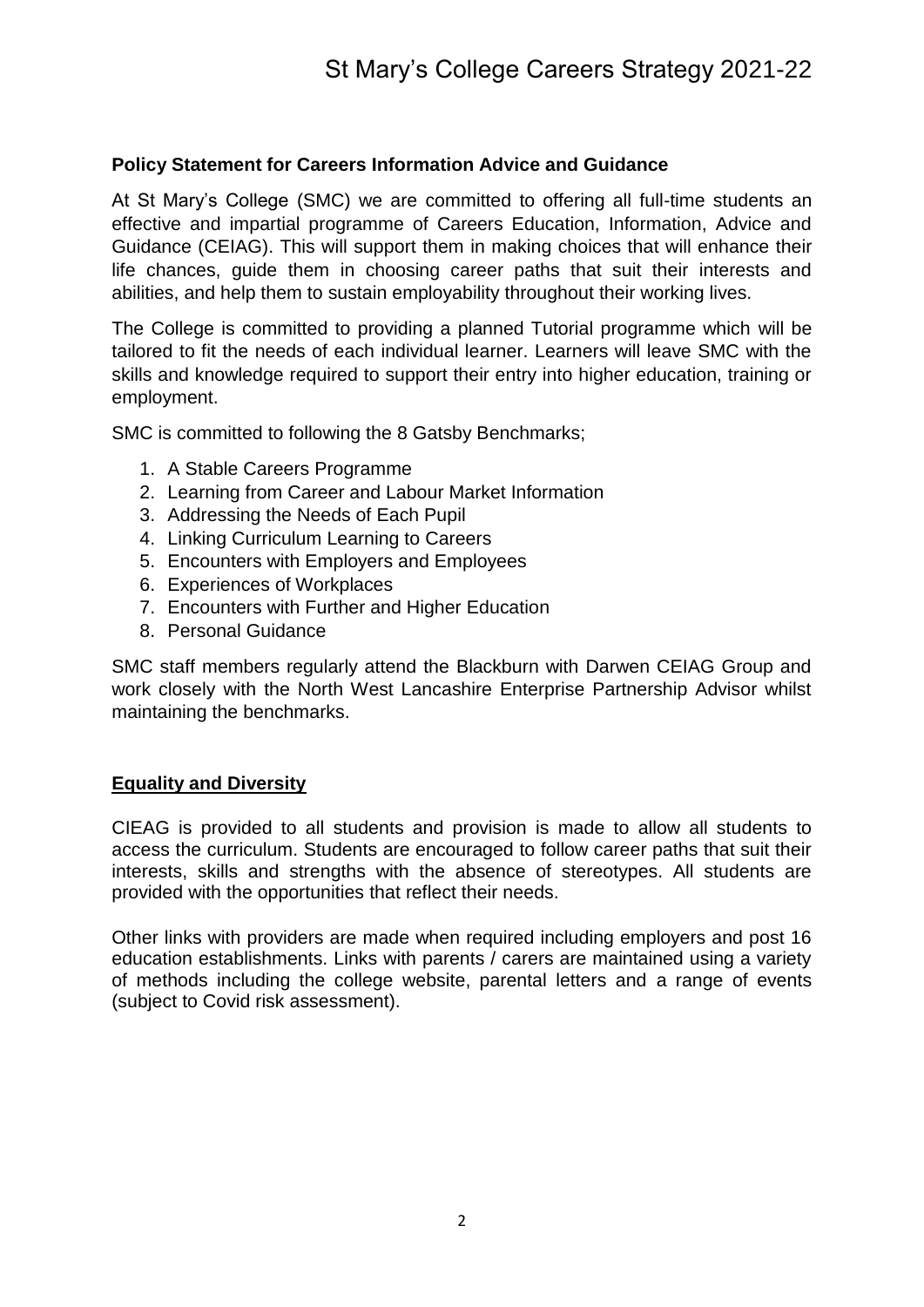**Policy Statement for Careers Information Advice and Guidance**

At St Mary's College (SMC) we are committed to offering all full-time students an effective and impartial programme of Careers Education, Information, Advice and Guidance (CEIAG). This will support them in making choices that will enhance their life chances, guide them in choosing career paths that suit their interests and abilities, and help them to sustain employability throughout their working lives.

The College is committed to providing a planned Tutorial programme which will be tailored to fit the needs of each individual learner. Learners will leave SMC with the skills and knowledge required to support their entry into higher education, training or employment.

SMC is committed to following the 8 Gatsby Benchmarks;

1. A Stable Careers Programme
2. Learning from Career and Labour Market Information
3. Addressing the Needs of Each Pupil
4. Linking Curriculum Learning to Careers
5. Encounters with Employers and Employees
6. Experiences of Workplaces
7. Encounters with Further and Higher Education
8. Personal Guidance

SMC staff members regularly attend the Blackburn with Darwen CEIAG Group and work closely with the North West Lancashire Enterprise Partnership Advisor whilst maintaining the benchmarks.

**Equality and Diversity**

CIEAG is provided to all students and provision is made to allow all students to access the curriculum. Students are encouraged to follow career paths that suit their interests, skills and strengths with the absence of stereotypes. All students are provided with the opportunities that reflect their needs.

Other links with providers are made when required including employers and post 16 education establishments. Links with parents / carers are maintained using a variety of methods including the college website, parental letters and a range of events (subject to Covid risk assessment).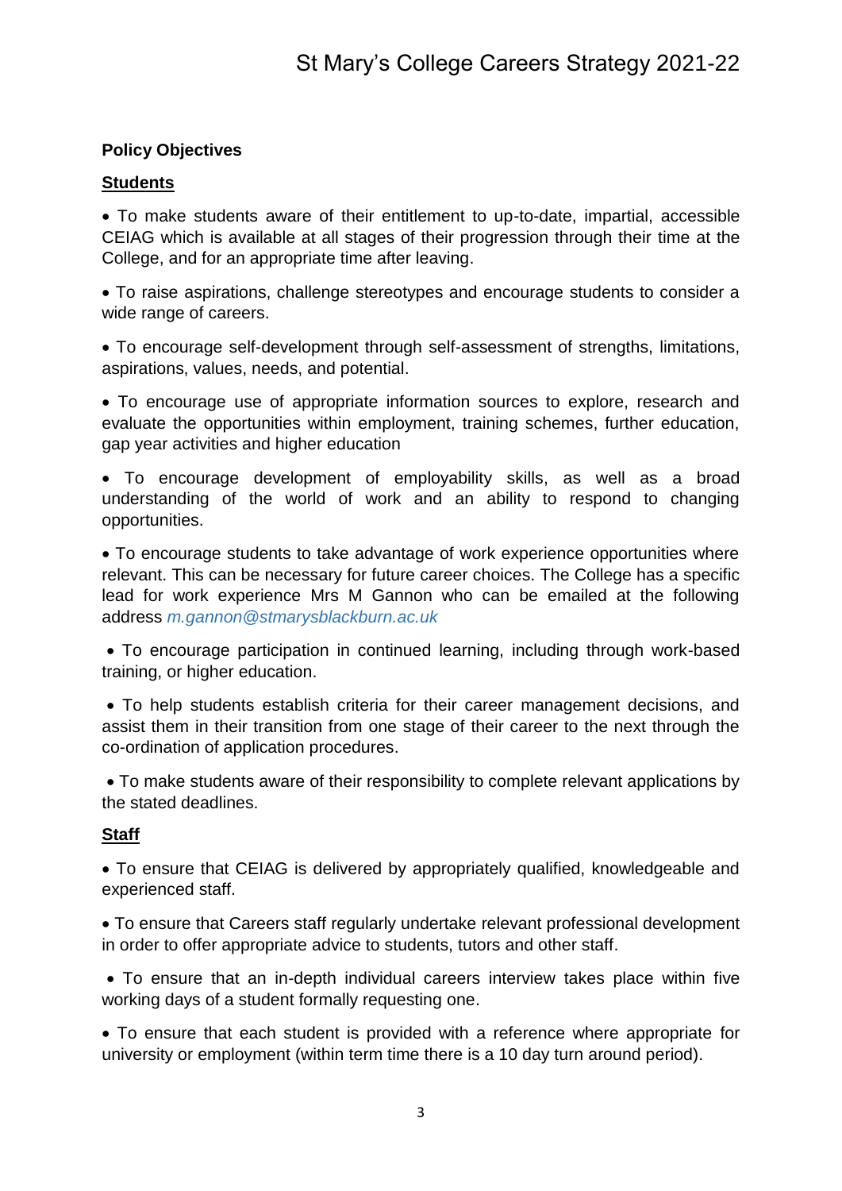**Policy Objectives**

**Students**

- To make students aware of their entitlement to up-to-date, impartial, accessible CEIAG which is available at all stages of their progression through their time at the College, and for an appropriate time after leaving.

- To raise aspirations, challenge stereotypes and encourage students to consider a wide range of careers.

- To encourage self-development through self-assessment of strengths, limitations, aspirations, values, needs, and potential.

- To encourage use of appropriate information sources to explore, research and evaluate the opportunities within employment, training schemes, further education, gap year activities and higher education

- To encourage development of employability skills, as well as a broad understanding of the world of work and an ability to respond to changing opportunities.

- To encourage students to take advantage of work experience opportunities where relevant. This can be necessary for future career choices. The College has a specific lead for work experience Mrs M Gannon who can be emailed at the following address *m.gannon@stmarysblackburn.ac.uk*

- To encourage participation in continued learning, including through work-based training, or higher education.

- To help students establish criteria for their career management decisions, and assist them in their transition from one stage of their career to the next through the co-ordination of application procedures.

- To make students aware of their responsibility to complete relevant applications by the stated deadlines.

**Staff**

- To ensure that CEIAG is delivered by appropriately qualified, knowledgeable and experienced staff.

- To ensure that Careers staff regularly undertake relevant professional development in order to offer appropriate advice to students, tutors and other staff.

- To ensure that an in-depth individual careers interview takes place within five working days of a student formally requesting one.

- To ensure that each student is provided with a reference where appropriate for university or employment (within term time there is a 10 day turn around period).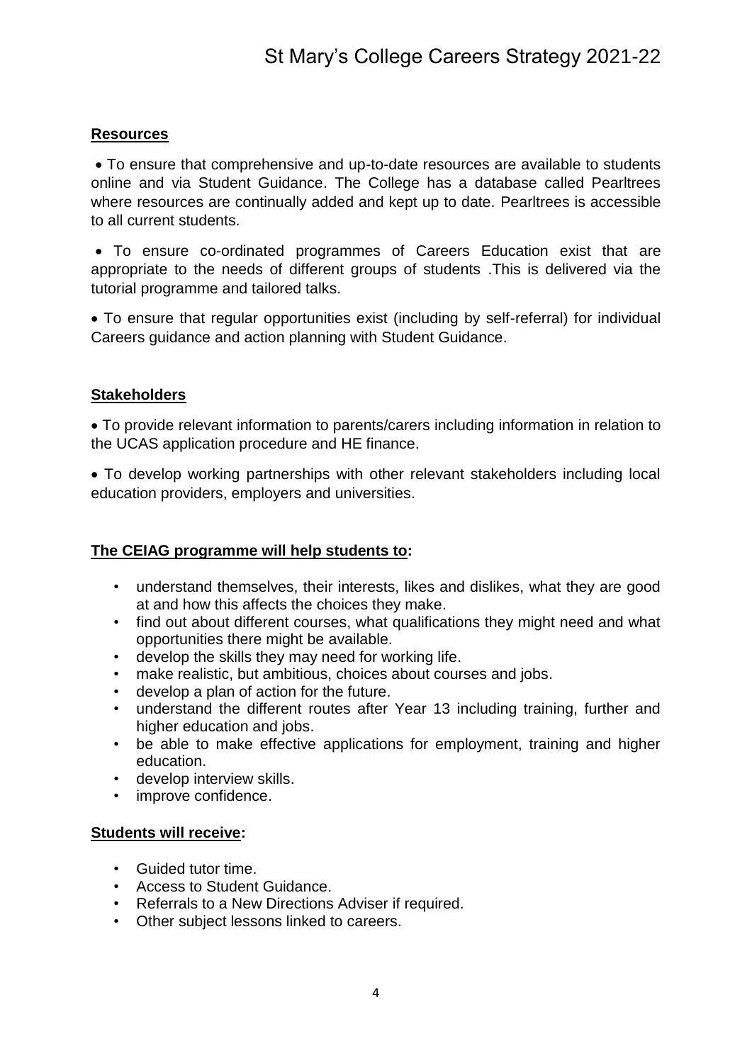## Resources

- To ensure that comprehensive and up-to-date resources are available to students online and via Student Guidance. The College has a database called Pearltrees where resources are continually added and kept up to date. Pearltrees is accessible to all current students.

- To ensure co-ordinated programmes of Careers Education exist that are appropriate to the needs of different groups of students .This is delivered via the tutorial programme and tailored talks.

- To ensure that regular opportunities exist (including by self-referral) for individual Careers guidance and action planning with Student Guidance.

## Stakeholders

- To provide relevant information to parents/carers including information in relation to the UCAS application procedure and HE finance.

- To develop working partnerships with other relevant stakeholders including local education providers, employers and universities.

## The CEIAG programme will help students to:

- understand themselves, their interests, likes and dislikes, what they are good at and how this affects the choices they make.
- find out about different courses, what qualifications they might need and what opportunities there might be available.
- develop the skills they may need for working life.
- make realistic, but ambitious, choices about courses and jobs.
- develop a plan of action for the future.
- understand the different routes after Year 13 including training, further and higher education and jobs.
- be able to make effective applications for employment, training and higher education.
- develop interview skills.
- improve confidence.

## Students will receive:

- Guided tutor time.
- Access to Student Guidance.
- Referrals to a New Directions Adviser if required.
- Other subject lessons linked to careers.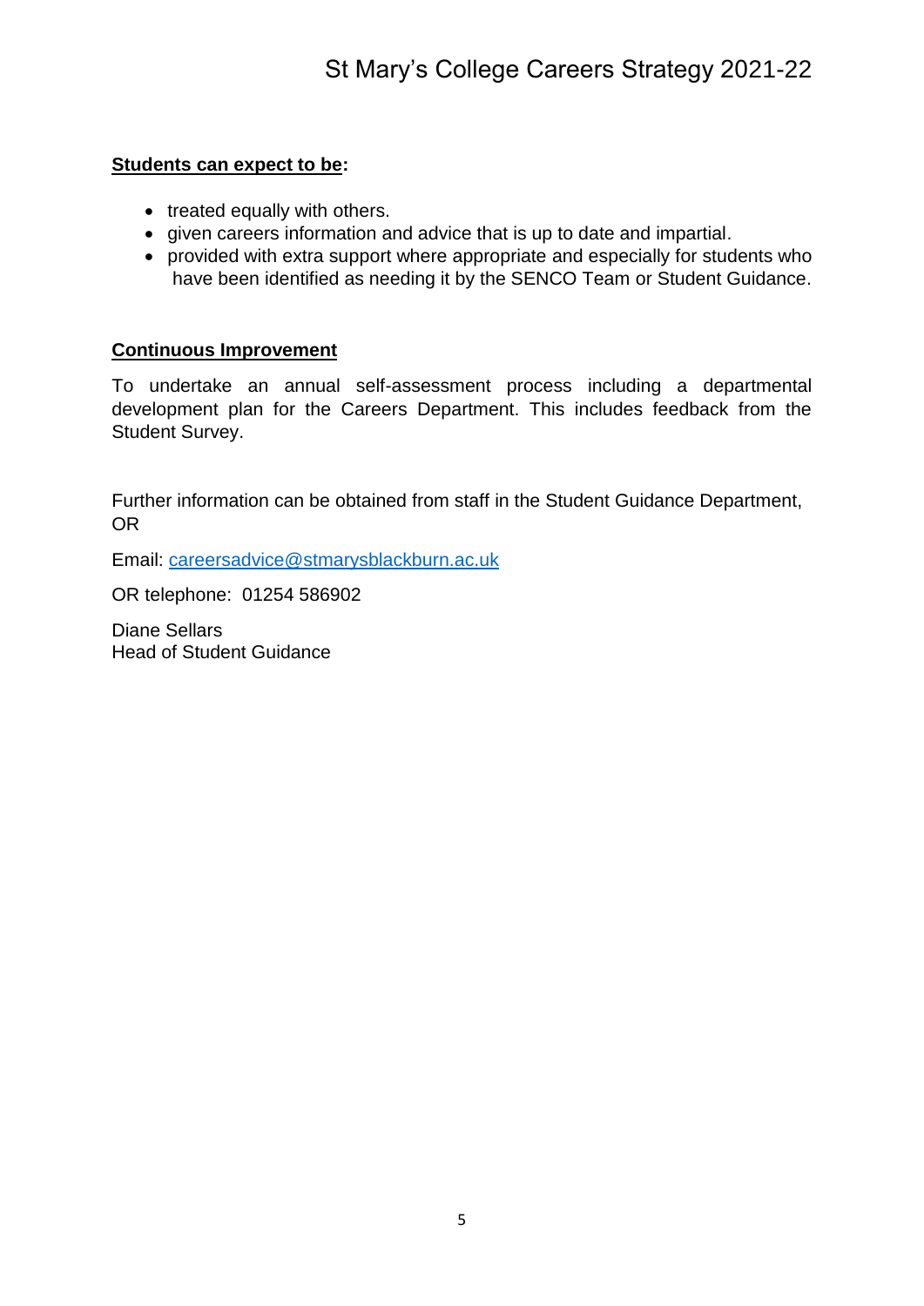**Students can expect to be:**

- treated equally with others.
- given careers information and advice that is up to date and impartial.
- provided with extra support where appropriate and especially for students who have been identified as needing it by the SENCO Team or Student Guidance.

**Continuous Improvement**

To undertake an annual self-assessment process including a departmental development plan for the Careers Department. This includes feedback from the Student Survey.

Further information can be obtained from staff in the Student Guidance Department, OR

Email: careersadvice@stmarysblackburn.ac.uk

OR telephone: 01254 586902

Diane Sellars
Head of Student Guidance